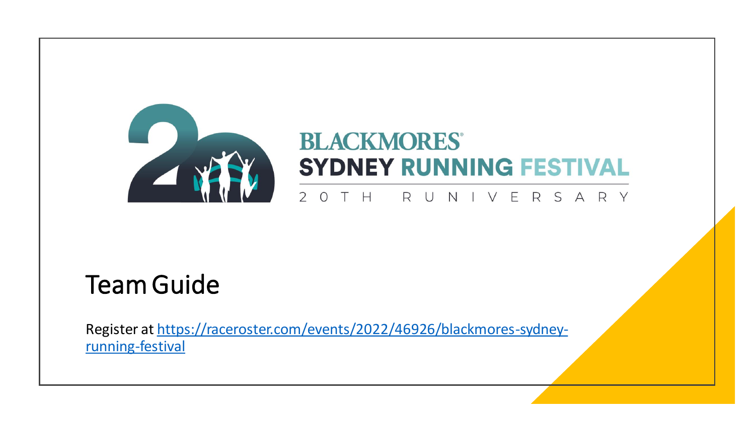BLACKMORES®

SYDNEY RUNNING FESTIVAL

20TH RUNIVERSARY

# Team Guide

Register at [https://raceroster.com/events/2022/46926/blackmores-sydney-running-festival](https://raceroster.com/events/2022/46926/blackmores-sydney-running-festival)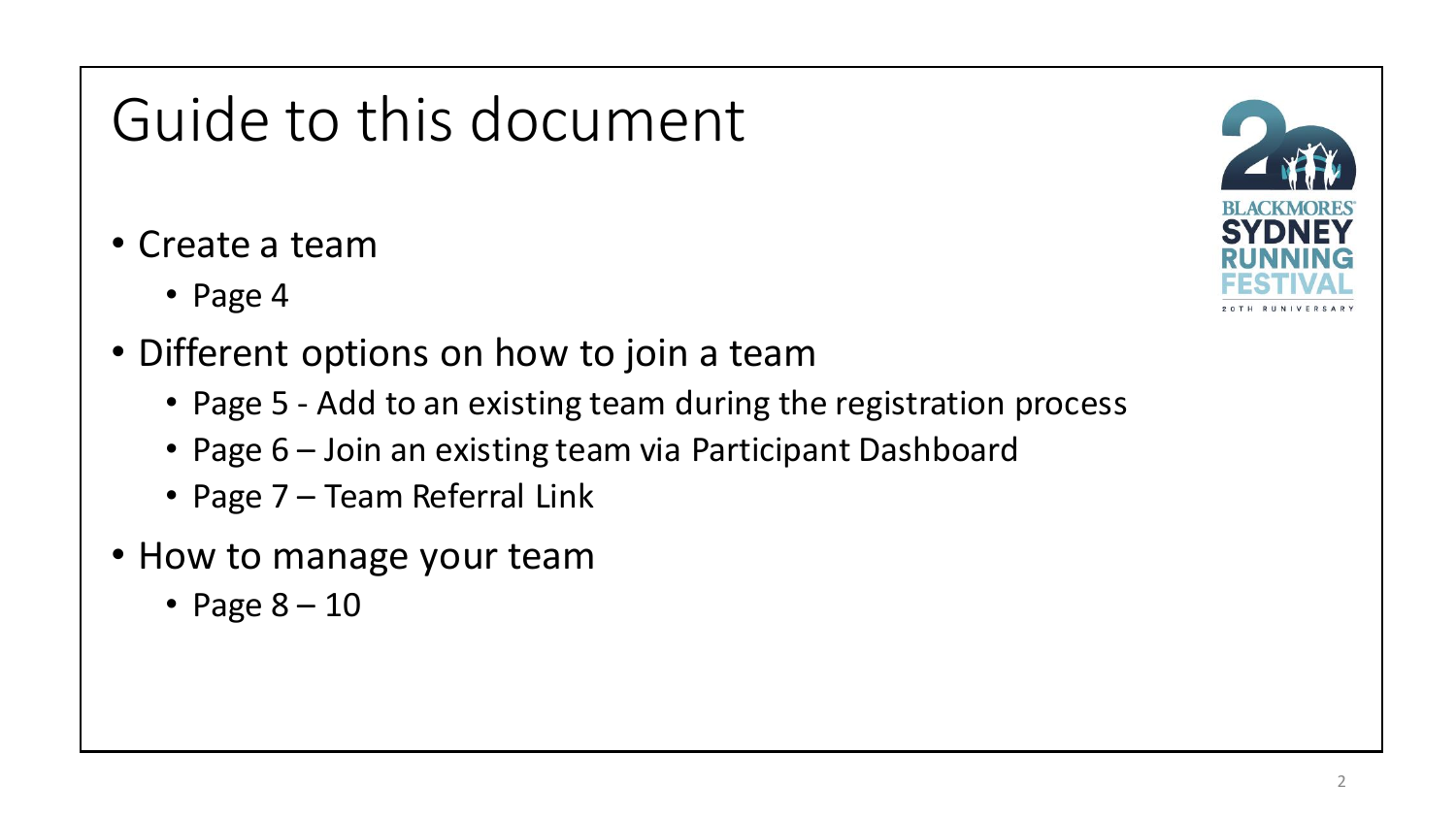# Guide to this document

- Create a team
  - Page 4
- Different options on how to join a team
  - Page 5 - Add to an existing team during the registration process
  - Page 6 – Join an existing team via Participant Dashboard
  - Page 7 – Team Referral Link
- How to manage your team
  - Page 8 – 10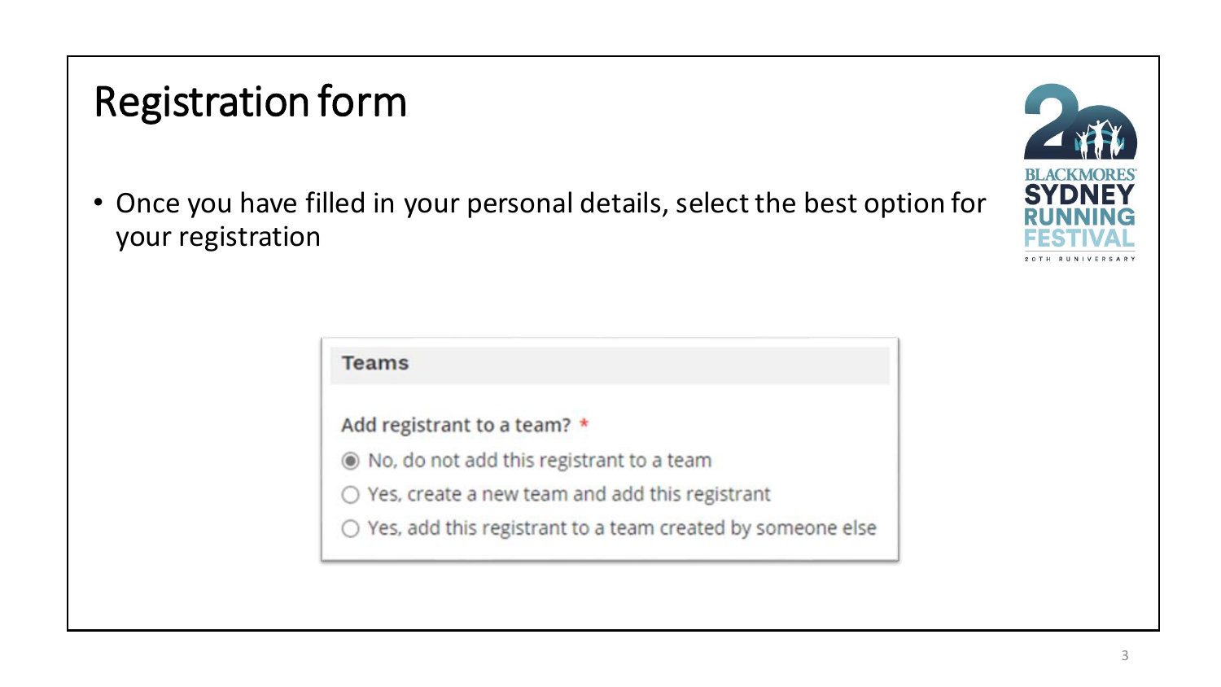# Registration form

- Once you have filled in your personal details, select the best option for your registration

**Teams**

Add registrant to a team? *

- (●) No, do not add this registrant to a team
- ( ) Yes, create a new team and add this registrant
- ( ) Yes, add this registrant to a team created by someone else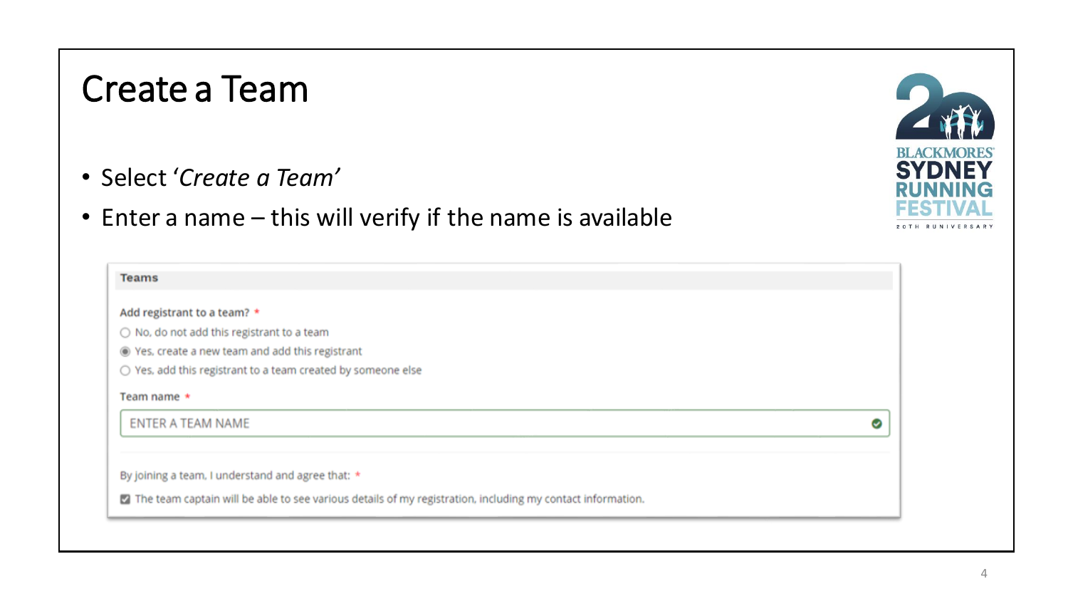# Create a Team

- Select '*Create a Team*'
- Enter a name – this will verify if the name is available

**Teams**

Add registrant to a team? *

- ○ No, do not add this registrant to a team
- ◉ Yes, create a new team and add this registrant
- ○ Yes, add this registrant to a team created by someone else

Team name *

ENTER A TEAM NAME

By joining a team, I understand and agree that: *

- ☑ The team captain will be able to see various details of my registration, including my contact information.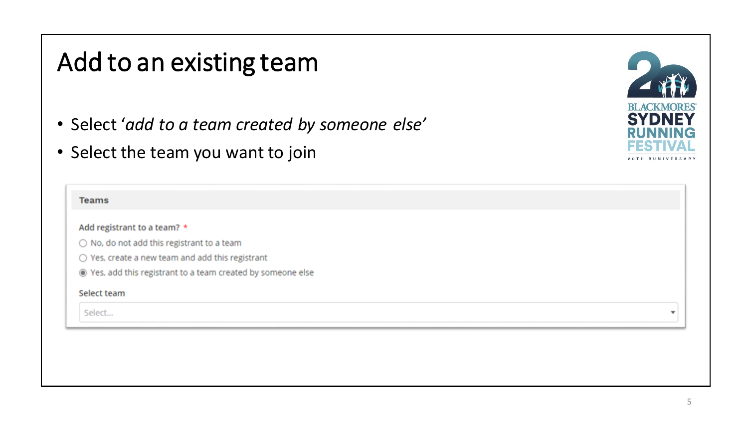# Add to an existing team

- Select '*add to a team created by someone else*'
- Select the team you want to join

**Teams**

Add registrant to a team? *

- ○ No, do not add this registrant to a team
- ○ Yes, create a new team and add this registrant
- ◉ Yes, add this registrant to a team created by someone else

Select team

Select...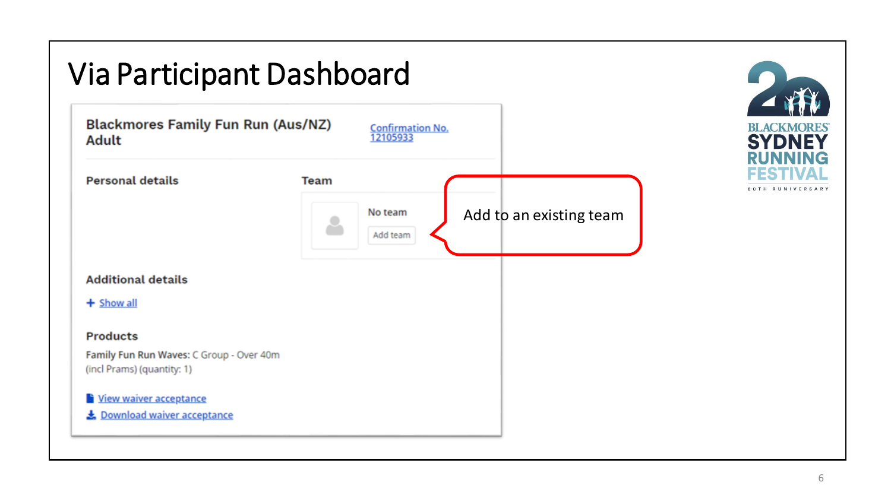# Via Participant Dashboard

**Blackmores Family Fun Run (Aus/NZ) Adult**

Confirmation No. 12105933

**Personal details**

**Team**

No team

Add team

Add to an existing team

**Additional details**

+ Show all

**Products**

Family Fun Run Waves: C Group - Over 40m (incl Prams) (quantity: 1)

View waiver acceptance

Download waiver acceptance

BLACKMORES SYDNEY RUNNING FESTIVAL

20TH RUNIVERSARY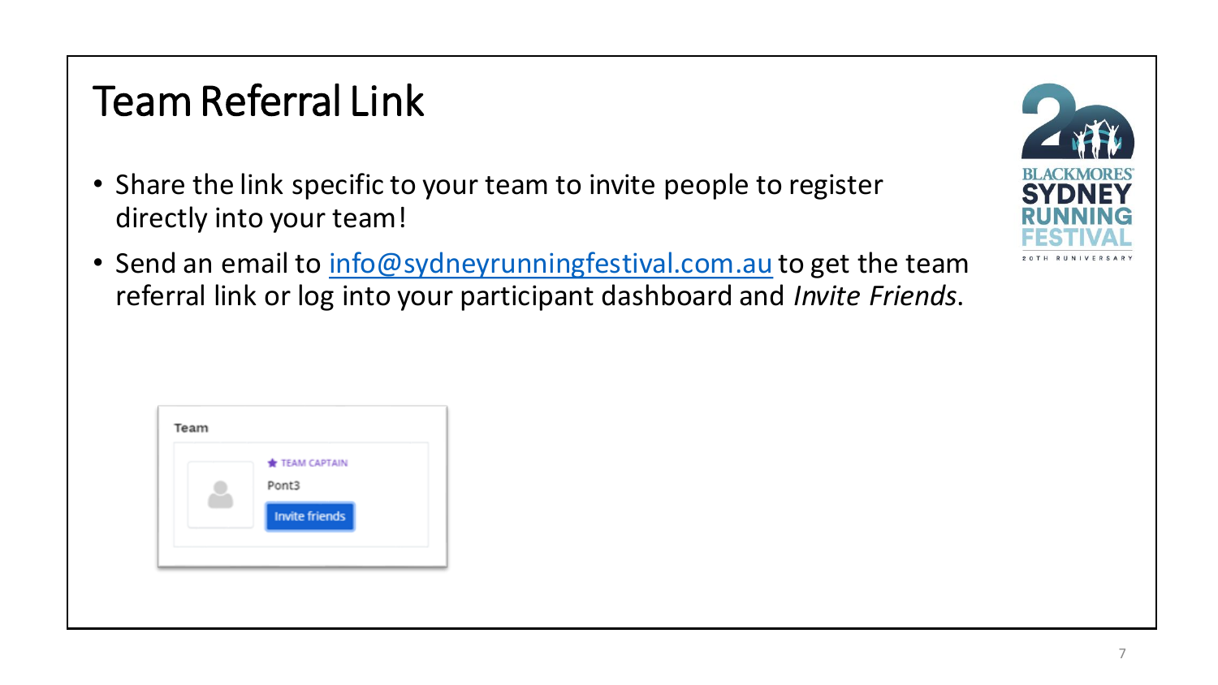# Team Referral Link

- Share the link specific to your team to invite people to register directly into your team!
- Send an email to info@sydneyrunningfestival.com.au to get the team referral link or log into your participant dashboard and *Invite Friends*.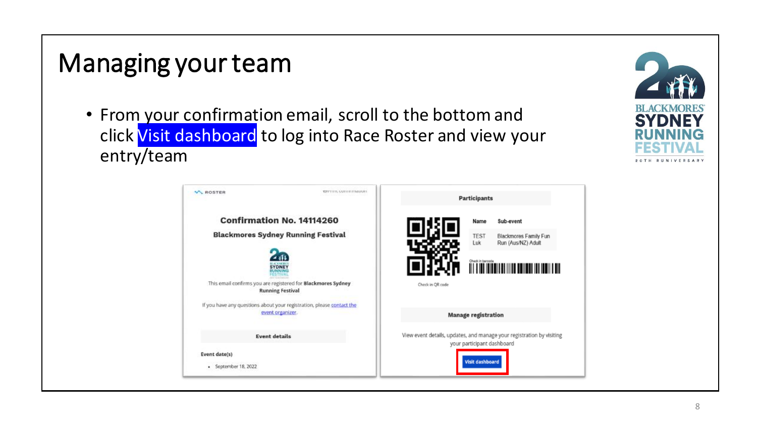# Managing your team

- From your confirmation email, scroll to the bottom and click Visit dashboard to log into Race Roster and view your entry/team

ROSTER

Confirmation No. 14114260

Blackmores Sydney Running Festival

This email confirms you are registered for **Blackmores Sydney Running Festival**

If you have any questions about your registration, please contact the event organizer.

**Event details**

**Event date(s)**

- September 18, 2022

**Participants**

| Name | Sub-event |
| --- | --- |
| TEST Luk | Blackmores Family Fun Run (Aus/NZ) Adult |

Check in barcode

Check in QR code

**Manage registration**

View event details, updates, and manage your registration by visiting your participant dashboard

Visit dashboard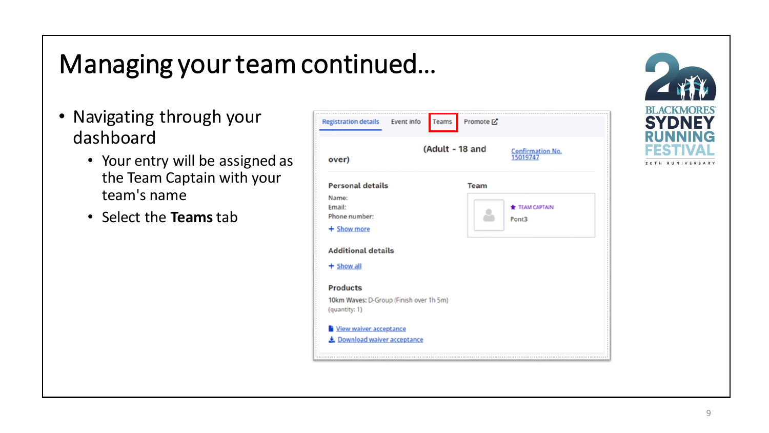# Managing your team continued…

- Navigating through your dashboard
  - Your entry will be assigned as the Team Captain with your team's name
  - Select the **Teams** tab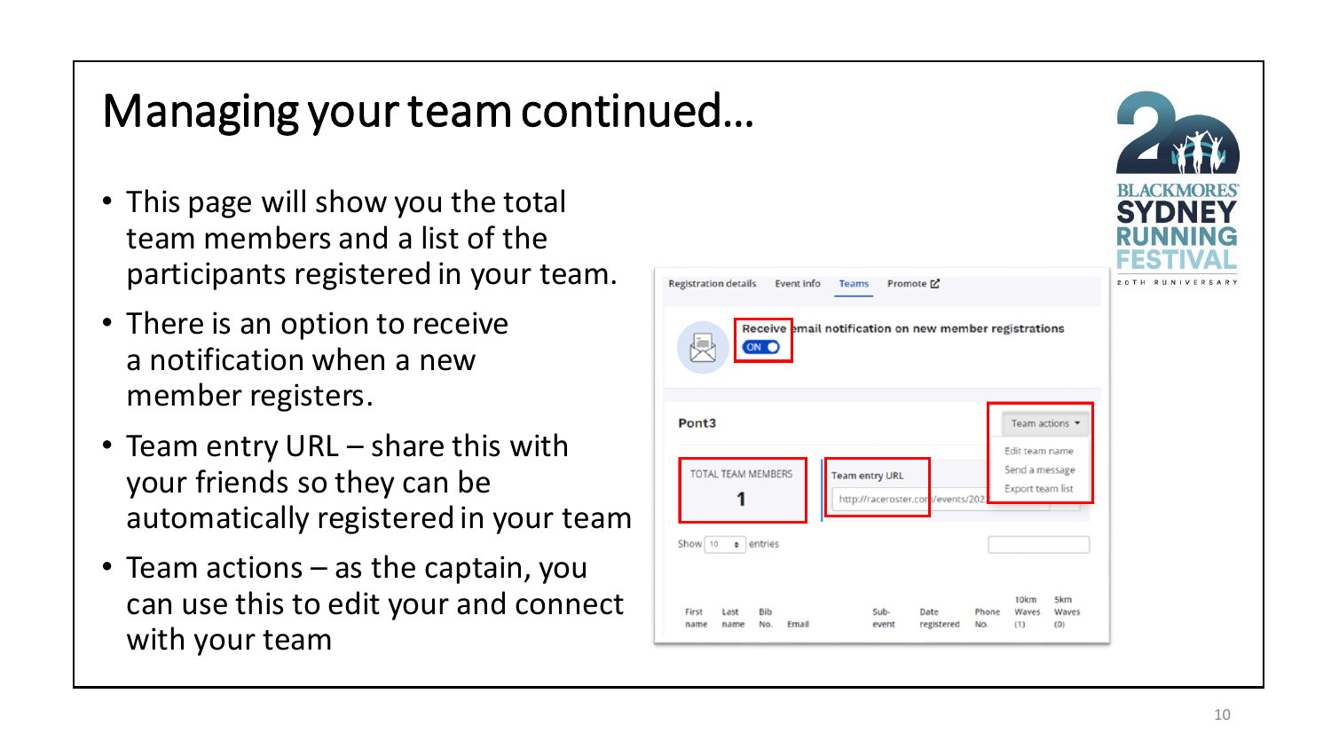# Managing your team continued…

- This page will show you the total team members and a list of the participants registered in your team.
- There is an option to receive a notification when a new member registers.
- Team entry URL – share this with your friends so they can be automatically registered in your team
- Team actions – as the captain, you can use this to edit your and connect with your team